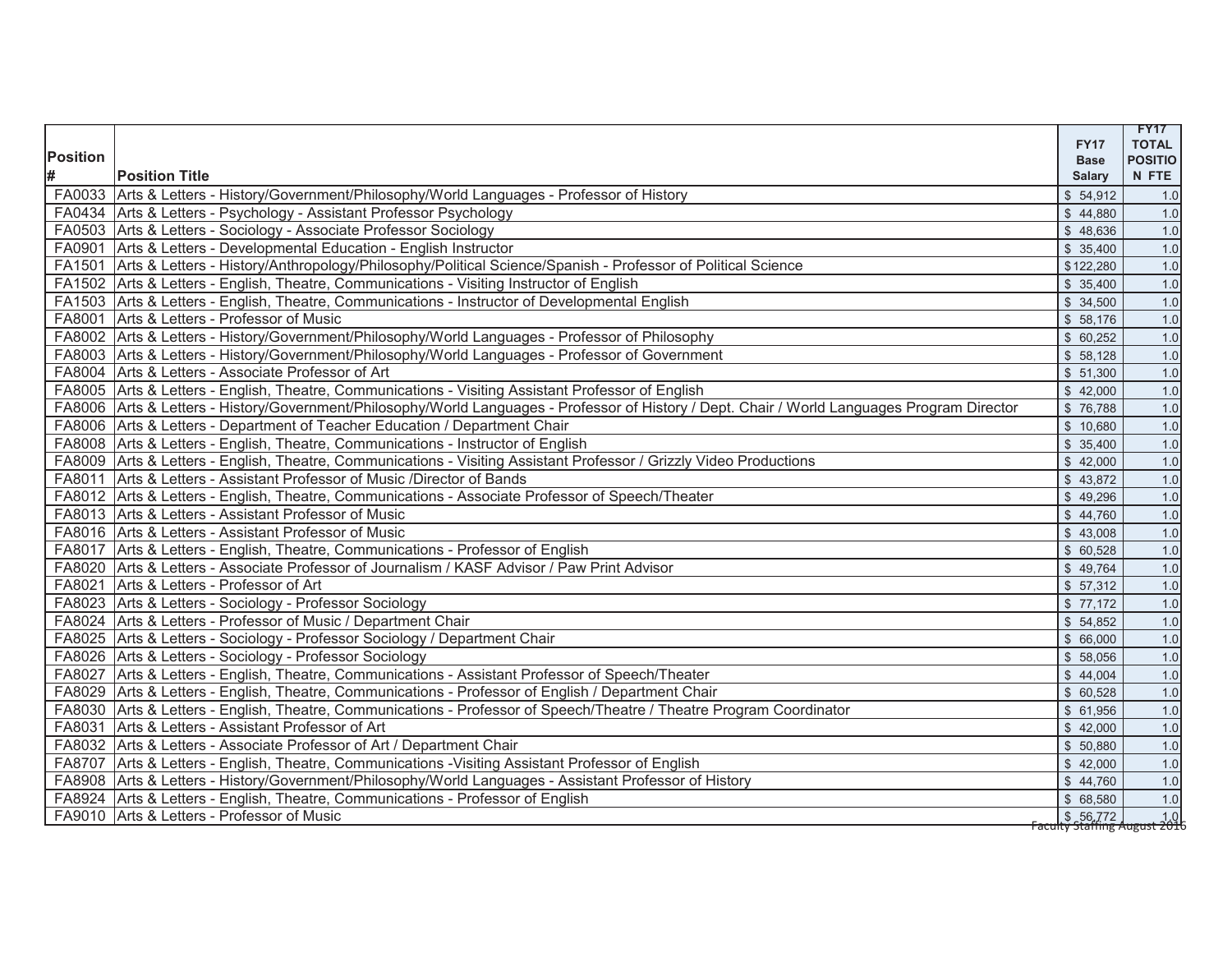| Position # | Position Title | FY17 Base Salary | FY17 TOTAL POSITION FTE |
|---|---|---|---|
| FA0033 | Arts & Letters - History/Government/Philosophy/World Languages - Professor of History | $ 54,912 | 1.0 |
| FA0434 | Arts & Letters - Psychology - Assistant Professor Psychology | $ 44,880 | 1.0 |
| FA0503 | Arts & Letters - Sociology - Associate Professor Sociology | $ 48,636 | 1.0 |
| FA0901 | Arts & Letters - Developmental Education - English Instructor | $ 35,400 | 1.0 |
| FA1501 | Arts & Letters - History/Anthropology/Philosophy/Political Science/Spanish - Professor of Political Science | $122,280 | 1.0 |
| FA1502 | Arts & Letters - English, Theatre, Communications - Visiting Instructor of English | $ 35,400 | 1.0 |
| FA1503 | Arts & Letters - English, Theatre, Communications - Instructor of Developmental English | $ 34,500 | 1.0 |
| FA8001 | Arts & Letters - Professor of Music | $ 58,176 | 1.0 |
| FA8002 | Arts & Letters - History/Government/Philosophy/World Languages - Professor of Philosophy | $ 60,252 | 1.0 |
| FA8003 | Arts & Letters - History/Government/Philosophy/World Languages - Professor of Government | $ 58,128 | 1.0 |
| FA8004 | Arts & Letters - Associate Professor of Art | $ 51,300 | 1.0 |
| FA8005 | Arts & Letters - English, Theatre, Communications - Visiting Assistant Professor of English | $ 42,000 | 1.0 |
| FA8006 | Arts & Letters - History/Government/Philosophy/World Languages - Professor of History / Dept. Chair / World Languages Program Director | $ 76,788 | 1.0 |
| FA8006 | Arts & Letters - Department of Teacher Education / Department Chair | $ 10,680 | 1.0 |
| FA8008 | Arts & Letters - English, Theatre, Communications - Instructor of English | $ 35,400 | 1.0 |
| FA8009 | Arts & Letters - English, Theatre, Communications - Visiting Assistant Professor / Grizzly Video Productions | $ 42,000 | 1.0 |
| FA8011 | Arts & Letters - Assistant Professor of Music /Director of Bands | $ 43,872 | 1.0 |
| FA8012 | Arts & Letters - English, Theatre, Communications - Associate Professor of Speech/Theater | $ 49,296 | 1.0 |
| FA8013 | Arts & Letters - Assistant Professor of Music | $ 44,760 | 1.0 |
| FA8016 | Arts & Letters - Assistant Professor of Music | $ 43,008 | 1.0 |
| FA8017 | Arts & Letters - English, Theatre, Communications - Professor of English | $ 60,528 | 1.0 |
| FA8020 | Arts & Letters - Associate Professor of Journalism / KASF Advisor / Paw Print Advisor | $ 49,764 | 1.0 |
| FA8021 | Arts & Letters - Professor of Art | $ 57,312 | 1.0 |
| FA8023 | Arts & Letters - Sociology - Professor Sociology | $ 77,172 | 1.0 |
| FA8024 | Arts & Letters - Professor of Music / Department Chair | $ 54,852 | 1.0 |
| FA8025 | Arts & Letters - Sociology - Professor Sociology / Department Chair | $ 66,000 | 1.0 |
| FA8026 | Arts & Letters - Sociology - Professor Sociology | $ 58,056 | 1.0 |
| FA8027 | Arts & Letters - English, Theatre, Communications - Assistant Professor of Speech/Theater | $ 44,004 | 1.0 |
| FA8029 | Arts & Letters - English, Theatre, Communications - Professor of English / Department Chair | $ 60,528 | 1.0 |
| FA8030 | Arts & Letters - English, Theatre, Communications - Professor of Speech/Theatre / Theatre Program Coordinator | $ 61,956 | 1.0 |
| FA8031 | Arts & Letters - Assistant Professor of Art | $ 42,000 | 1.0 |
| FA8032 | Arts & Letters - Associate Professor of Art / Department Chair | $ 50,880 | 1.0 |
| FA8707 | Arts & Letters - English, Theatre, Communications -Visiting Assistant Professor of English | $ 42,000 | 1.0 |
| FA8908 | Arts & Letters - History/Government/Philosophy/World Languages - Assistant Professor of History | $ 44,760 | 1.0 |
| FA8924 | Arts & Letters - English, Theatre, Communications - Professor of English | $ 68,580 | 1.0 |
| FA9010 | Arts & Letters - Professor of Music | $ 56,772 | 1.0 |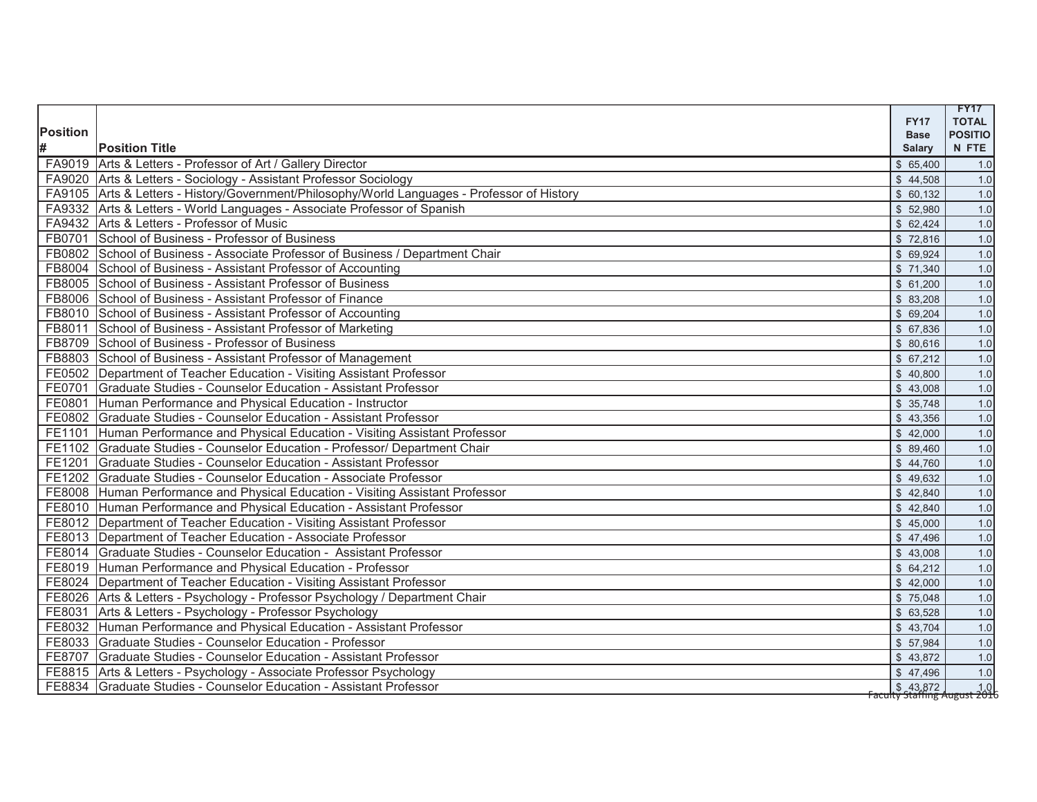| Position # | Position Title | FY17 Base Salary | FY17 TOTAL POSITION FTE |
|---|---|---|---|
| FA9019 | Arts & Letters - Professor of Art / Gallery Director | $ 65,400 | 1.0 |
| FA9020 | Arts & Letters - Sociology - Assistant Professor Sociology | $ 44,508 | 1.0 |
| FA9105 | Arts & Letters - History/Government/Philosophy/World Languages - Professor of History | $ 60,132 | 1.0 |
| FA9332 | Arts & Letters - World Languages - Associate Professor of Spanish | $ 52,980 | 1.0 |
| FA9432 | Arts & Letters - Professor of Music | $ 62,424 | 1.0 |
| FB0701 | School of Business - Professor of Business | $ 72,816 | 1.0 |
| FB0802 | School of Business - Associate Professor of Business / Department Chair | $ 69,924 | 1.0 |
| FB8004 | School of Business - Assistant Professor of Accounting | $ 71,340 | 1.0 |
| FB8005 | School of Business - Assistant Professor of Business | $ 61,200 | 1.0 |
| FB8006 | School of Business - Assistant Professor of Finance | $ 83,208 | 1.0 |
| FB8010 | School of Business - Assistant Professor of Accounting | $ 69,204 | 1.0 |
| FB8011 | School of Business - Assistant Professor of Marketing | $ 67,836 | 1.0 |
| FB8709 | School of Business - Professor of Business | $ 80,616 | 1.0 |
| FB8803 | School of Business - Assistant Professor of Management | $ 67,212 | 1.0 |
| FE0502 | Department of Teacher Education - Visiting Assistant Professor | $ 40,800 | 1.0 |
| FE0701 | Graduate Studies - Counselor Education - Assistant Professor | $ 43,008 | 1.0 |
| FE0801 | Human Performance and Physical Education - Instructor | $ 35,748 | 1.0 |
| FE0802 | Graduate Studies - Counselor Education - Assistant Professor | $ 43,356 | 1.0 |
| FE1101 | Human Performance and Physical Education - Visiting Assistant Professor | $ 42,000 | 1.0 |
| FE1102 | Graduate Studies - Counselor Education - Professor/ Department Chair | $ 89,460 | 1.0 |
| FE1201 | Graduate Studies - Counselor Education - Assistant Professor | $ 44,760 | 1.0 |
| FE1202 | Graduate Studies - Counselor Education - Associate Professor | $ 49,632 | 1.0 |
| FE8008 | Human Performance and Physical Education - Visiting Assistant Professor | $ 42,840 | 1.0 |
| FE8010 | Human Performance and Physical Education - Assistant Professor | $ 42,840 | 1.0 |
| FE8012 | Department of Teacher Education - Visiting Assistant Professor | $ 45,000 | 1.0 |
| FE8013 | Department of Teacher Education - Associate Professor | $ 47,496 | 1.0 |
| FE8014 | Graduate Studies - Counselor Education - Assistant Professor | $ 43,008 | 1.0 |
| FE8019 | Human Performance and Physical Education - Professor | $ 64,212 | 1.0 |
| FE8024 | Department of Teacher Education - Visiting Assistant Professor | $ 42,000 | 1.0 |
| FE8026 | Arts & Letters - Psychology - Professor Psychology / Department Chair | $ 75,048 | 1.0 |
| FE8031 | Arts & Letters - Psychology - Professor Psychology | $ 63,528 | 1.0 |
| FE8032 | Human Performance and Physical Education - Assistant Professor | $ 43,704 | 1.0 |
| FE8033 | Graduate Studies - Counselor Education - Professor | $ 57,984 | 1.0 |
| FE8707 | Graduate Studies - Counselor Education - Assistant Professor | $ 43,872 | 1.0 |
| FE8815 | Arts & Letters - Psychology - Associate Professor Psychology | $ 47,496 | 1.0 |
| FE8834 | Graduate Studies - Counselor Education - Assistant Professor | $ 43,872 | 1.0 |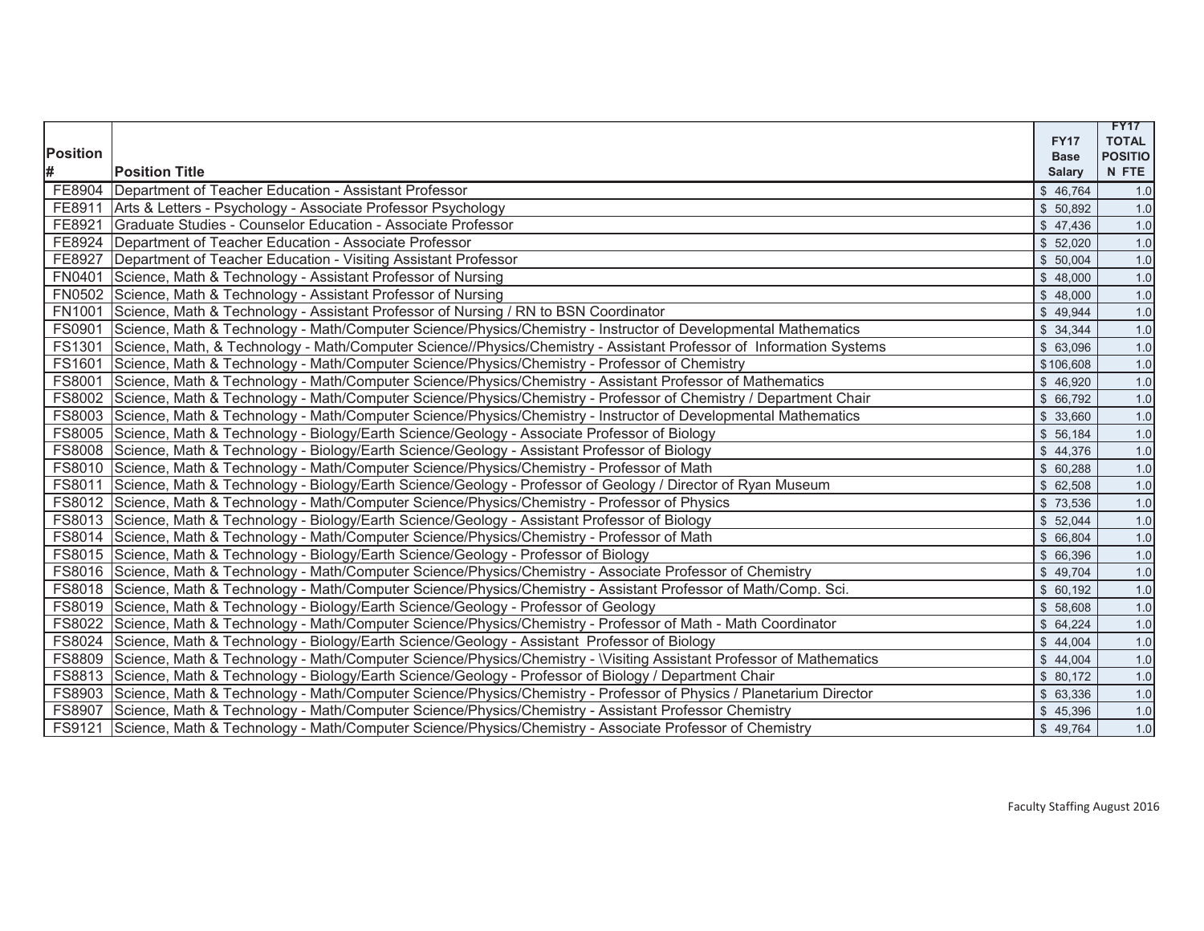| Position # | Position Title | FY17 Base Salary | FY17 TOTAL POSITION FTE |
|---|---|---|---|
| FE8904 | Department of Teacher Education - Assistant Professor | $ 46,764 | 1.0 |
| FE8911 | Arts & Letters - Psychology - Associate Professor Psychology | $ 50,892 | 1.0 |
| FE8921 | Graduate Studies - Counselor Education - Associate Professor | $ 47,436 | 1.0 |
| FE8924 | Department of Teacher Education - Associate Professor | $ 52,020 | 1.0 |
| FE8927 | Department of Teacher Education - Visiting Assistant Professor | $ 50,004 | 1.0 |
| FN0401 | Science, Math & Technology - Assistant Professor of Nursing | $ 48,000 | 1.0 |
| FN0502 | Science, Math & Technology - Assistant Professor of Nursing | $ 48,000 | 1.0 |
| FN1001 | Science, Math & Technology - Assistant Professor of Nursing / RN to BSN Coordinator | $ 49,944 | 1.0 |
| FS0901 | Science, Math & Technology - Math/Computer Science/Physics/Chemistry - Instructor of Developmental Mathematics | $ 34,344 | 1.0 |
| FS1301 | Science, Math, & Technology - Math/Computer Science//Physics/Chemistry - Assistant Professor of Information Systems | $ 63,096 | 1.0 |
| FS1601 | Science, Math & Technology - Math/Computer Science/Physics/Chemistry - Professor of Chemistry | $106,608 | 1.0 |
| FS8001 | Science, Math & Technology - Math/Computer Science/Physics/Chemistry - Assistant Professor of Mathematics | $ 46,920 | 1.0 |
| FS8002 | Science, Math & Technology - Math/Computer Science/Physics/Chemistry - Professor of Chemistry / Department Chair | $ 66,792 | 1.0 |
| FS8003 | Science, Math & Technology - Math/Computer Science/Physics/Chemistry - Instructor of Developmental Mathematics | $ 33,660 | 1.0 |
| FS8005 | Science, Math & Technology - Biology/Earth Science/Geology - Associate Professor of Biology | $ 56,184 | 1.0 |
| FS8008 | Science, Math & Technology - Biology/Earth Science/Geology - Assistant Professor of Biology | $ 44,376 | 1.0 |
| FS8010 | Science, Math & Technology - Math/Computer Science/Physics/Chemistry - Professor of Math | $ 60,288 | 1.0 |
| FS8011 | Science, Math & Technology - Biology/Earth Science/Geology - Professor of Geology / Director of Ryan Museum | $ 62,508 | 1.0 |
| FS8012 | Science, Math & Technology - Math/Computer Science/Physics/Chemistry - Professor of Physics | $ 73,536 | 1.0 |
| FS8013 | Science, Math & Technology - Biology/Earth Science/Geology - Assistant Professor of Biology | $ 52,044 | 1.0 |
| FS8014 | Science, Math & Technology - Math/Computer Science/Physics/Chemistry - Professor of Math | $ 66,804 | 1.0 |
| FS8015 | Science, Math & Technology - Biology/Earth Science/Geology - Professor of Biology | $ 66,396 | 1.0 |
| FS8016 | Science, Math & Technology - Math/Computer Science/Physics/Chemistry - Associate Professor of Chemistry | $ 49,704 | 1.0 |
| FS8018 | Science, Math & Technology - Math/Computer Science/Physics/Chemistry - Assistant Professor of Math/Comp. Sci. | $ 60,192 | 1.0 |
| FS8019 | Science, Math & Technology - Biology/Earth Science/Geology - Professor of Geology | $ 58,608 | 1.0 |
| FS8022 | Science, Math & Technology - Math/Computer Science/Physics/Chemistry - Professor of Math - Math Coordinator | $ 64,224 | 1.0 |
| FS8024 | Science, Math & Technology - Biology/Earth Science/Geology - Assistant Professor of Biology | $ 44,004 | 1.0 |
| FS8809 | Science, Math & Technology - Math/Computer Science/Physics/Chemistry - \Visiting Assistant Professor of Mathematics | $ 44,004 | 1.0 |
| FS8813 | Science, Math & Technology - Biology/Earth Science/Geology - Professor of Biology / Department Chair | $ 80,172 | 1.0 |
| FS8903 | Science, Math & Technology - Math/Computer Science/Physics/Chemistry - Professor of Physics / Planetarium Director | $ 63,336 | 1.0 |
| FS8907 | Science, Math & Technology - Math/Computer Science/Physics/Chemistry - Assistant Professor Chemistry | $ 45,396 | 1.0 |
| FS9121 | Science, Math & Technology - Math/Computer Science/Physics/Chemistry - Associate Professor of Chemistry | $ 49,764 | 1.0 |